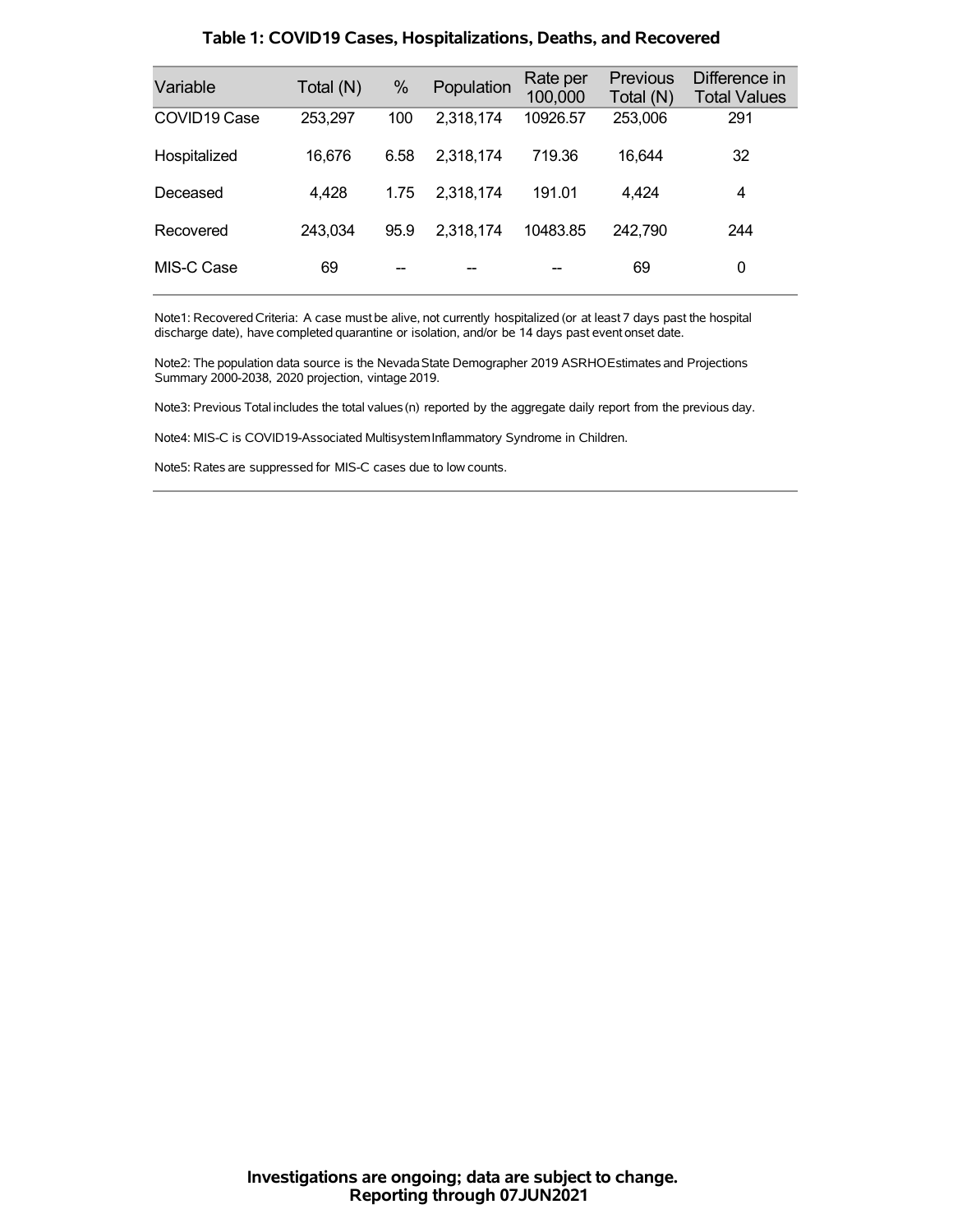## Table 1: COVID19 Cases, Hospitalizations, Deaths, and Recovered

| Variable | Total (N) | % | Population | Rate per 100,000 | Previous Total (N) | Difference in Total Values |
|---|---|---|---|---|---|---|
| COVID19 Case | 253,297 | 100 | 2,318,174 | 10926.57 | 253,006 | 291 |
| Hospitalized | 16,676 | 6.58 | 2,318,174 | 719.36 | 16,644 | 32 |
| Deceased | 4,428 | 1.75 | 2,318,174 | 191.01 | 4,424 | 4 |
| Recovered | 243,034 | 95.9 | 2,318,174 | 10483.85 | 242,790 | 244 |
| MIS-C Case | 69 | -- | -- | -- | 69 | 0 |

Note1: Recovered Criteria: A case must be alive, not currently hospitalized (or at least 7 days past the hospital discharge date), have completed quarantine or isolation, and/or be 14 days past event onset date.

Note2: The population data source is the Nevada State Demographer 2019 ASRHO Estimates and Projections Summary 2000-2038, 2020 projection, vintage 2019.

Note3: Previous Total includes the total values (n) reported by the aggregate daily report from the previous day.

Note4: MIS-C is COVID19-Associated Multisystem Inflammatory Syndrome in Children.

Note5: Rates are suppressed for MIS-C cases due to low counts.

**Investigations are ongoing; data are subject to change.**
**Reporting through 07JUN2021**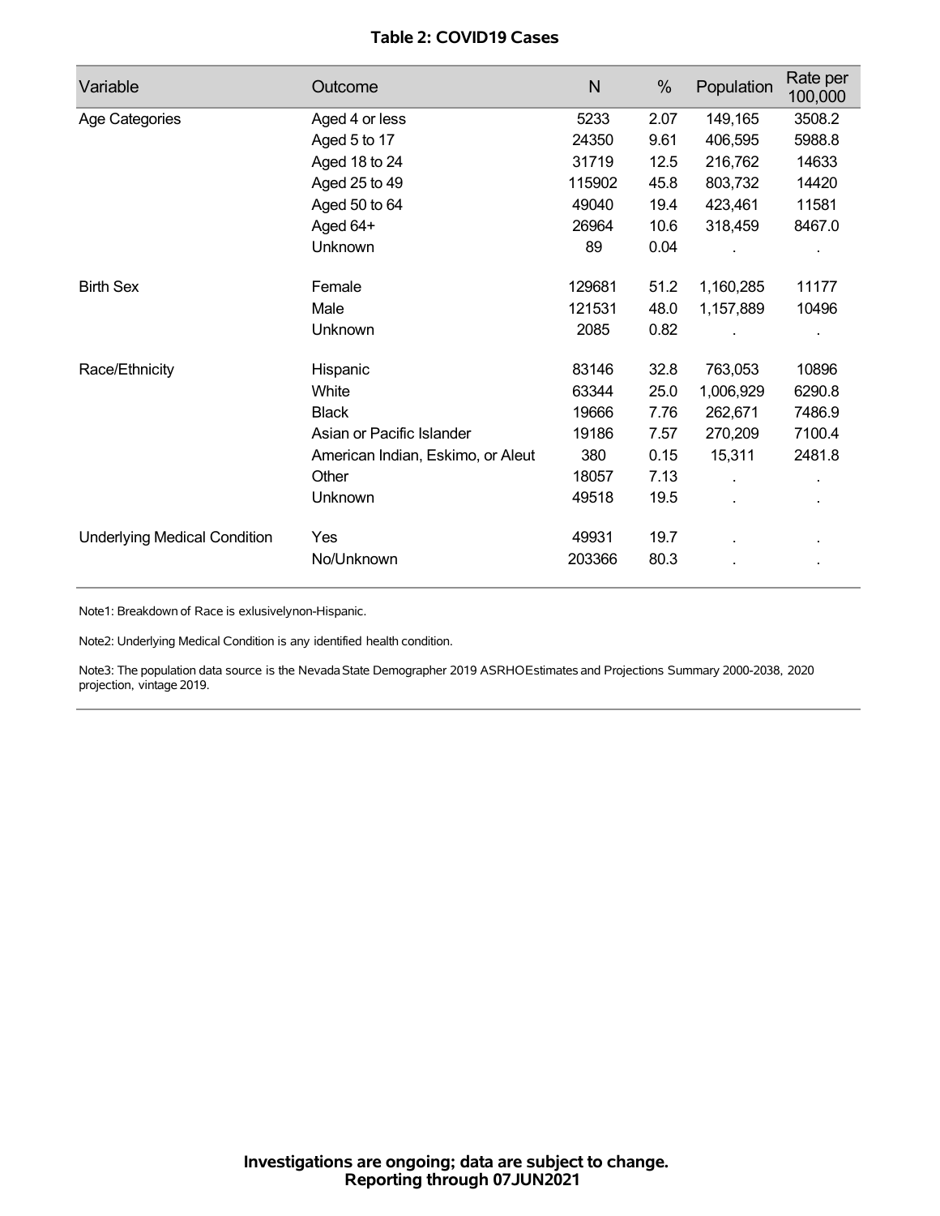# Table 2: COVID19 Cases

| Variable | Outcome | N | % | Population | Rate per 100,000 |
|---|---|---|---|---|---|
| Age Categories | Aged 4 or less | 5233 | 2.07 | 149,165 | 3508.2 |
| | Aged 5 to 17 | 24350 | 9.61 | 406,595 | 5988.8 |
| | Aged 18 to 24 | 31719 | 12.5 | 216,762 | 14633 |
| | Aged 25 to 49 | 115902 | 45.8 | 803,732 | 14420 |
| | Aged 50 to 64 | 49040 | 19.4 | 423,461 | 11581 |
| | Aged 64+ | 26964 | 10.6 | 318,459 | 8467.0 |
| | Unknown | 89 | 0.04 | . | . |
| Birth Sex | Female | 129681 | 51.2 | 1,160,285 | 11177 |
| | Male | 121531 | 48.0 | 1,157,889 | 10496 |
| | Unknown | 2085 | 0.82 | . | . |
| Race/Ethnicity | Hispanic | 83146 | 32.8 | 763,053 | 10896 |
| | White | 63344 | 25.0 | 1,006,929 | 6290.8 |
| | Black | 19666 | 7.76 | 262,671 | 7486.9 |
| | Asian or Pacific Islander | 19186 | 7.57 | 270,209 | 7100.4 |
| | American Indian, Eskimo, or Aleut | 380 | 0.15 | 15,311 | 2481.8 |
| | Other | 18057 | 7.13 | . | . |
| | Unknown | 49518 | 19.5 | . | . |
| Underlying Medical Condition | Yes | 49931 | 19.7 | . | . |
| | No/Unknown | 203366 | 80.3 | . | . |

Note1: Breakdown of Race is exlusivelynon-Hispanic.

Note2: Underlying Medical Condition is any identified health condition.

Note3: The population data source is the Nevada State Demographer 2019 ASRHOEstimates and Projections Summary 2000-2038, 2020 projection, vintage 2019.

**Investigations are ongoing; data are subject to change.**
**Reporting through 07JUN2021**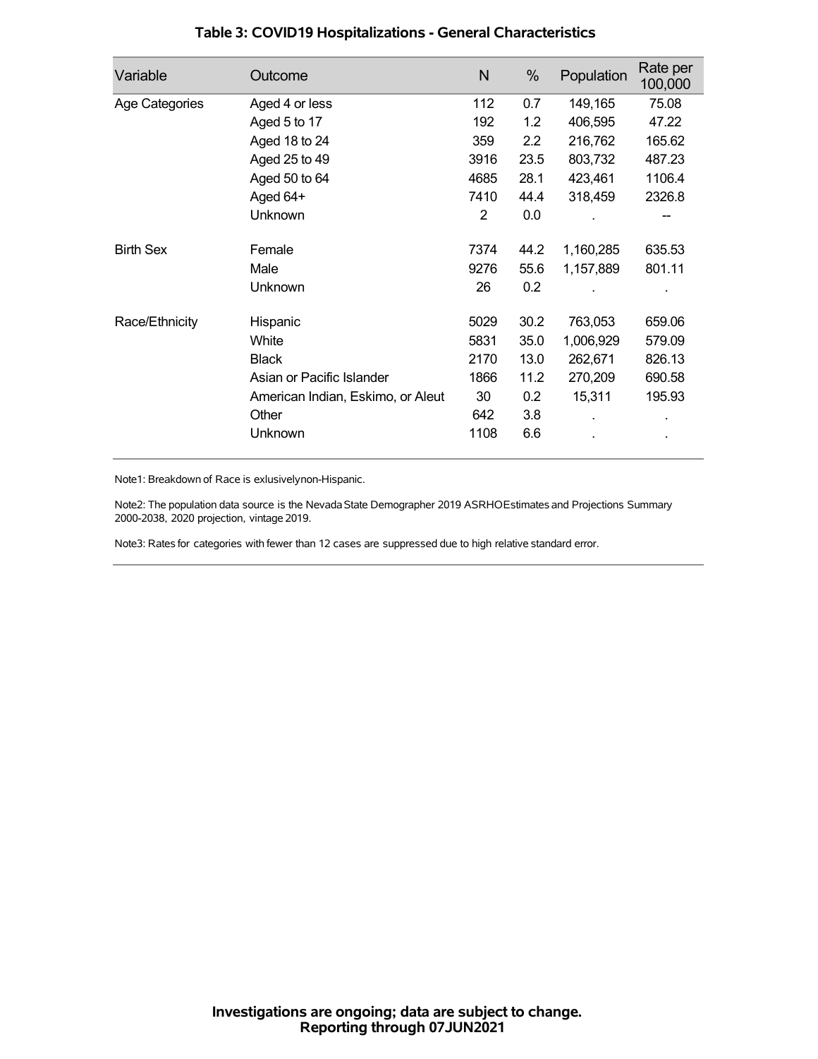## Table 3: COVID19 Hospitalizations - General Characteristics

| Variable | Outcome | N | % | Population | Rate per 100,000 |
|---|---|---|---|---|---|
| Age Categories | Aged 4 or less | 112 | 0.7 | 149,165 | 75.08 |
| | Aged 5 to 17 | 192 | 1.2 | 406,595 | 47.22 |
| | Aged 18 to 24 | 359 | 2.2 | 216,762 | 165.62 |
| | Aged 25 to 49 | 3916 | 23.5 | 803,732 | 487.23 |
| | Aged 50 to 64 | 4685 | 28.1 | 423,461 | 1106.4 |
| | Aged 64+ | 7410 | 44.4 | 318,459 | 2326.8 |
| | Unknown | 2 | 0.0 | . | -- |
| Birth Sex | Female | 7374 | 44.2 | 1,160,285 | 635.53 |
| | Male | 9276 | 55.6 | 1,157,889 | 801.11 |
| | Unknown | 26 | 0.2 | . | . |
| Race/Ethnicity | Hispanic | 5029 | 30.2 | 763,053 | 659.06 |
| | White | 5831 | 35.0 | 1,006,929 | 579.09 |
| | Black | 2170 | 13.0 | 262,671 | 826.13 |
| | Asian or Pacific Islander | 1866 | 11.2 | 270,209 | 690.58 |
| | American Indian, Eskimo, or Aleut | 30 | 0.2 | 15,311 | 195.93 |
| | Other | 642 | 3.8 | . | . |
| | Unknown | 1108 | 6.6 | . | . |

Note1: Breakdown of Race is exlusivelynon-Hispanic.

Note2: The population data source is the Nevada State Demographer 2019 ASRHOEstimates and Projections Summary 2000-2038, 2020 projection, vintage 2019.

Note3: Rates for categories with fewer than 12 cases are suppressed due to high relative standard error.

**Investigations are ongoing; data are subject to change.**
**Reporting through 07JUN2021**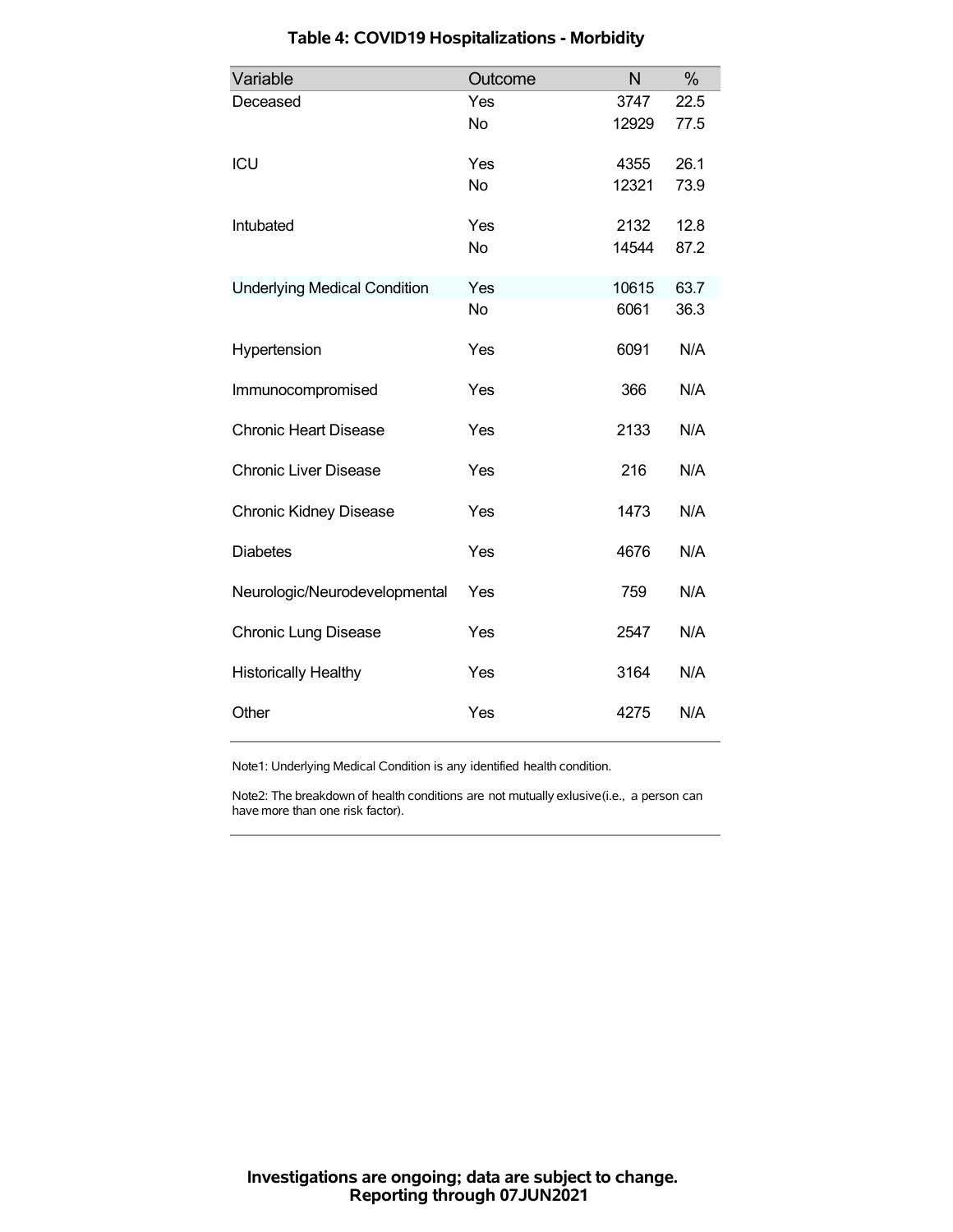## Table 4: COVID19 Hospitalizations - Morbidity

| Variable | Outcome | N | % |
|---|---|---|---|
| Deceased | Yes | 3747 | 22.5 |
| | No | 12929 | 77.5 |
| ICU | Yes | 4355 | 26.1 |
| | No | 12321 | 73.9 |
| Intubated | Yes | 2132 | 12.8 |
| | No | 14544 | 87.2 |
| Underlying Medical Condition | Yes | 10615 | 63.7 |
| | No | 6061 | 36.3 |
| Hypertension | Yes | 6091 | N/A |
| Immunocompromised | Yes | 366 | N/A |
| Chronic Heart Disease | Yes | 2133 | N/A |
| Chronic Liver Disease | Yes | 216 | N/A |
| Chronic Kidney Disease | Yes | 1473 | N/A |
| Diabetes | Yes | 4676 | N/A |
| Neurologic/Neurodevelopmental | Yes | 759 | N/A |
| Chronic Lung Disease | Yes | 2547 | N/A |
| Historically Healthy | Yes | 3164 | N/A |
| Other | Yes | 4275 | N/A |

Note1: Underlying Medical Condition is any identified health condition.

Note2: The breakdown of health conditions are not mutually exlusive(i.e., a person can have more than one risk factor).

**Investigations are ongoing; data are subject to change.**
**Reporting through 07JUN2021**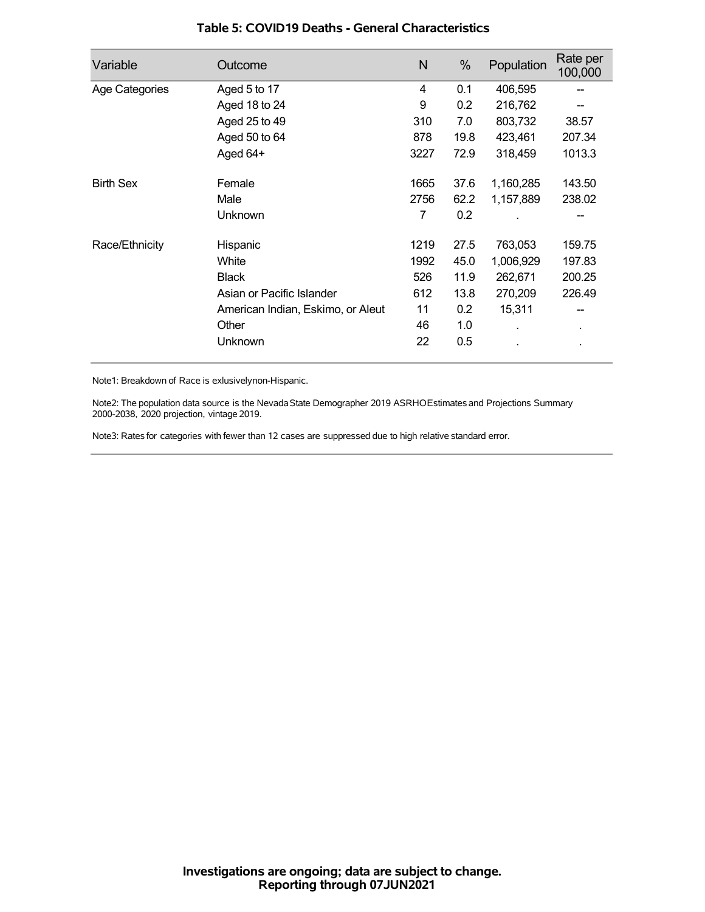### Table 5: COVID19 Deaths - General Characteristics

| Variable | Outcome | N | % | Population | Rate per 100,000 |
|---|---|---|---|---|---|
| Age Categories | Aged 5 to 17 | 4 | 0.1 | 406,595 | -- |
| | Aged 18 to 24 | 9 | 0.2 | 216,762 | -- |
| | Aged 25 to 49 | 310 | 7.0 | 803,732 | 38.57 |
| | Aged 50 to 64 | 878 | 19.8 | 423,461 | 207.34 |
| | Aged 64+ | 3227 | 72.9 | 318,459 | 1013.3 |
| Birth Sex | Female | 1665 | 37.6 | 1,160,285 | 143.50 |
| | Male | 2756 | 62.2 | 1,157,889 | 238.02 |
| | Unknown | 7 | 0.2 | . | -- |
| Race/Ethnicity | Hispanic | 1219 | 27.5 | 763,053 | 159.75 |
| | White | 1992 | 45.0 | 1,006,929 | 197.83 |
| | Black | 526 | 11.9 | 262,671 | 200.25 |
| | Asian or Pacific Islander | 612 | 13.8 | 270,209 | 226.49 |
| | American Indian, Eskimo, or Aleut | 11 | 0.2 | 15,311 | -- |
| | Other | 46 | 1.0 | . | . |
| | Unknown | 22 | 0.5 | . | . |

Note1: Breakdown of Race is exlusivelynon-Hispanic.

Note2: The population data source is the Nevada State Demographer 2019 ASRHOEstimates and Projections Summary 2000-2038, 2020 projection, vintage 2019.

Note3: Rates for categories with fewer than 12 cases are suppressed due to high relative standard error.

**Investigations are ongoing; data are subject to change.**
**Reporting through 07JUN2021**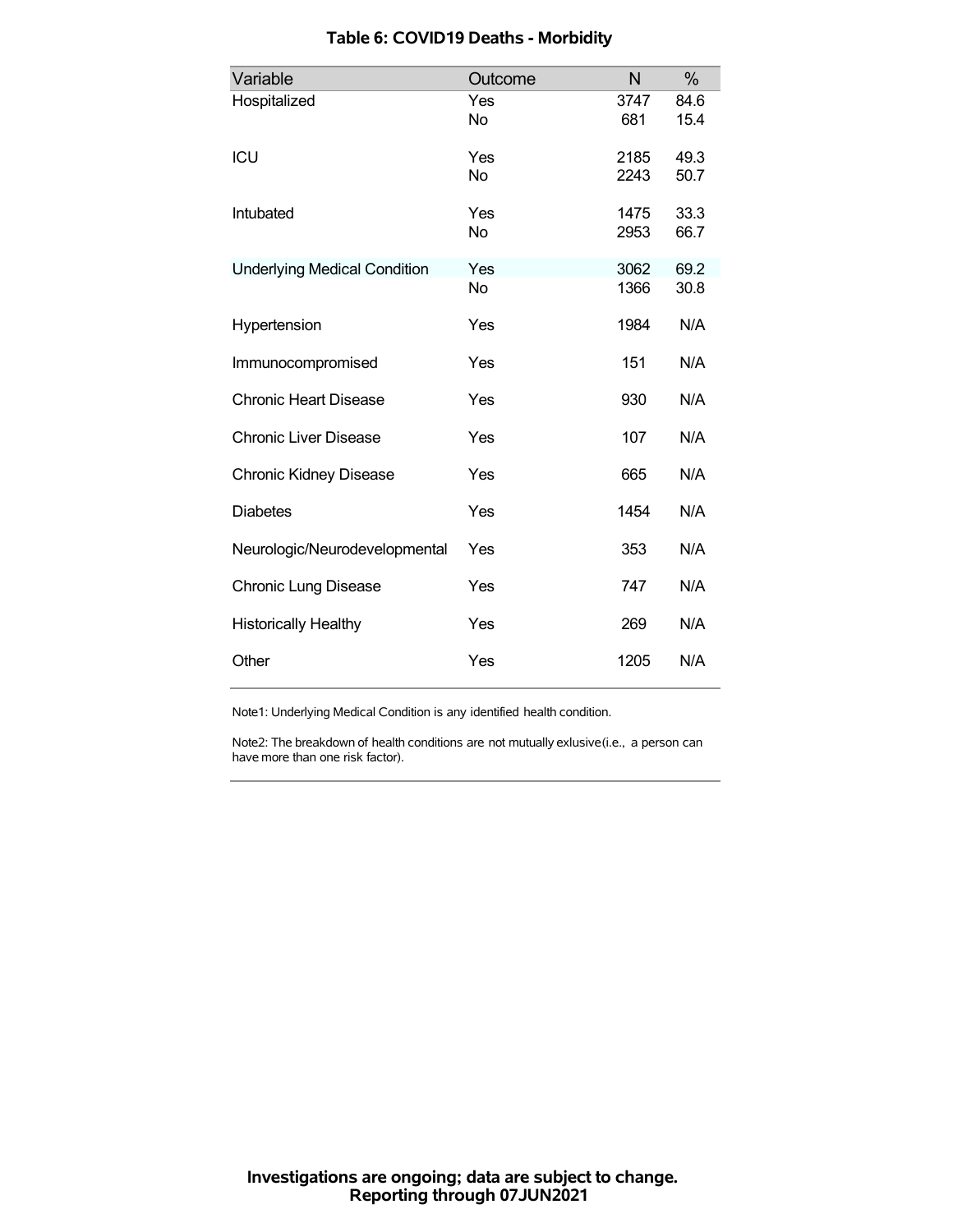## Table 6: COVID19 Deaths - Morbidity

| Variable | Outcome | N | % |
|---|---|---|---|
| Hospitalized | Yes | 3747 | 84.6 |
| | No | 681 | 15.4 |
| ICU | Yes | 2185 | 49.3 |
| | No | 2243 | 50.7 |
| Intubated | Yes | 1475 | 33.3 |
| | No | 2953 | 66.7 |
| Underlying Medical Condition | Yes | 3062 | 69.2 |
| | No | 1366 | 30.8 |
| Hypertension | Yes | 1984 | N/A |
| Immunocompromised | Yes | 151 | N/A |
| Chronic Heart Disease | Yes | 930 | N/A |
| Chronic Liver Disease | Yes | 107 | N/A |
| Chronic Kidney Disease | Yes | 665 | N/A |
| Diabetes | Yes | 1454 | N/A |
| Neurologic/Neurodevelopmental | Yes | 353 | N/A |
| Chronic Lung Disease | Yes | 747 | N/A |
| Historically Healthy | Yes | 269 | N/A |
| Other | Yes | 1205 | N/A |

Note1: Underlying Medical Condition is any identified health condition.

Note2: The breakdown of health conditions are not mutually exlusive(i.e., a person can have more than one risk factor).

**Investigations are ongoing; data are subject to change.**
**Reporting through 07JUN2021**